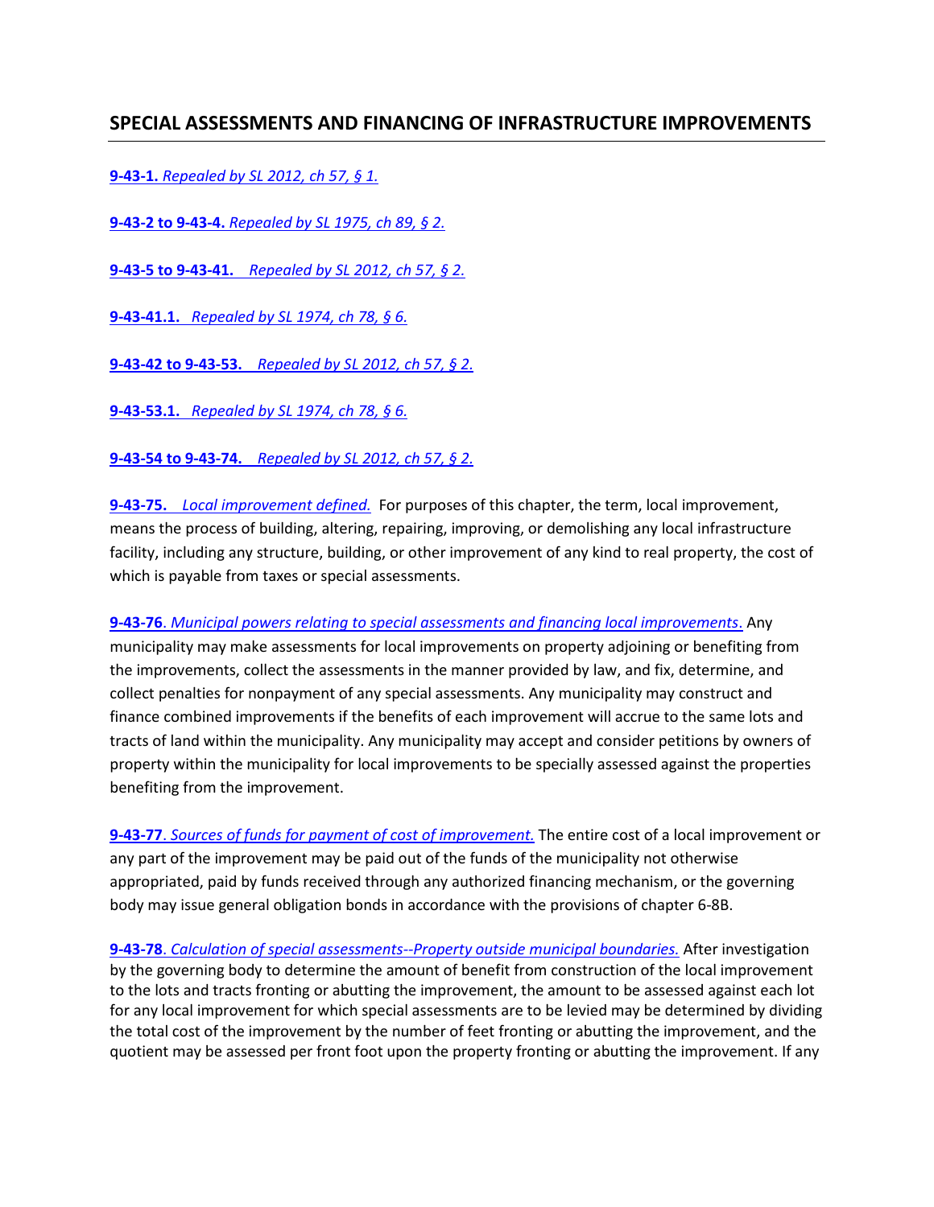## SPECIAL ASSESSMENTS AND FINANCING OF INFRASTRUCTURE IMPROVEMENTS

**9-43-1.** *Repealed by SL 2012, ch 57, § 1.*

**9-43-2 to 9-43-4.** *Repealed by SL 1975, ch 89, § 2.*

**9-43-5 to 9-43-41.** *Repealed by SL 2012, ch 57, § 2.*

**9-43-41.1.** *Repealed by SL 1974, ch 78, § 6.*

**9-43-42 to 9-43-53.** *Repealed by SL 2012, ch 57, § 2.*

**9-43-53.1.** *Repealed by SL 1974, ch 78, § 6.*

**9-43-54 to 9-43-74.** *Repealed by SL 2012, ch 57, § 2.*

**9-43-75.** *Local improvement defined.* For purposes of this chapter, the term, local improvement, means the process of building, altering, repairing, improving, or demolishing any local infrastructure facility, including any structure, building, or other improvement of any kind to real property, the cost of which is payable from taxes or special assessments.

**9-43-76**. *Municipal powers relating to special assessments and financing local improvements*. Any municipality may make assessments for local improvements on property adjoining or benefiting from the improvements, collect the assessments in the manner provided by law, and fix, determine, and collect penalties for nonpayment of any special assessments. Any municipality may construct and finance combined improvements if the benefits of each improvement will accrue to the same lots and tracts of land within the municipality. Any municipality may accept and consider petitions by owners of property within the municipality for local improvements to be specially assessed against the properties benefiting from the improvement.

**9-43-77**. *Sources of funds for payment of cost of improvement.* The entire cost of a local improvement or any part of the improvement may be paid out of the funds of the municipality not otherwise appropriated, paid by funds received through any authorized financing mechanism, or the governing body may issue general obligation bonds in accordance with the provisions of chapter 6-8B.

**9-43-78**. *Calculation of special assessments--Property outside municipal boundaries.* After investigation by the governing body to determine the amount of benefit from construction of the local improvement to the lots and tracts fronting or abutting the improvement, the amount to be assessed against each lot for any local improvement for which special assessments are to be levied may be determined by dividing the total cost of the improvement by the number of feet fronting or abutting the improvement, and the quotient may be assessed per front foot upon the property fronting or abutting the improvement. If any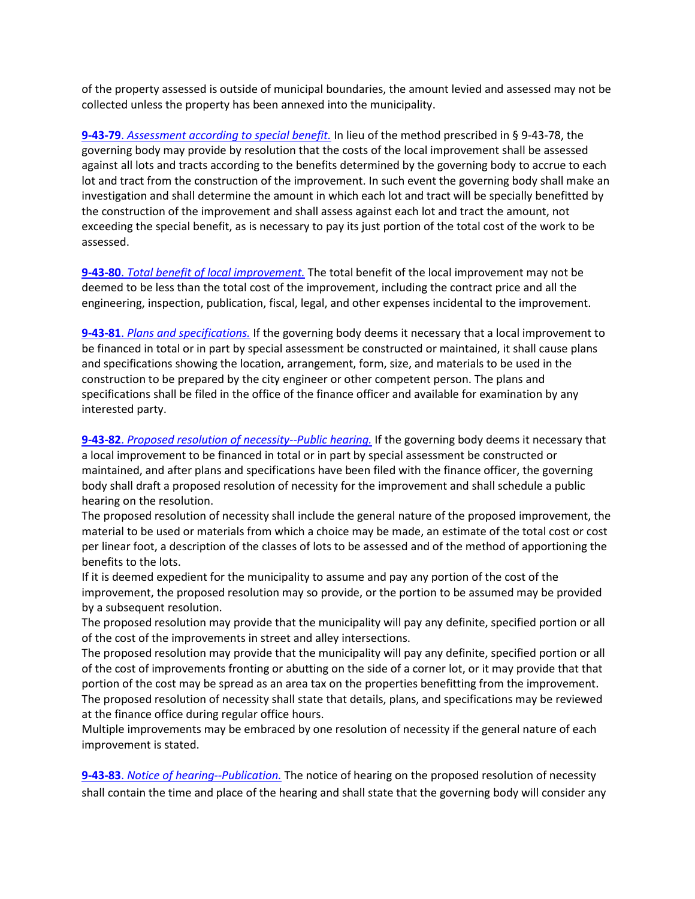of the property assessed is outside of municipal boundaries, the amount levied and assessed may not be collected unless the property has been annexed into the municipality.

**9-43-79**. *Assessment according to special benefit.* In lieu of the method prescribed in § 9-43-78, the governing body may provide by resolution that the costs of the local improvement shall be assessed against all lots and tracts according to the benefits determined by the governing body to accrue to each lot and tract from the construction of the improvement. In such event the governing body shall make an investigation and shall determine the amount in which each lot and tract will be specially benefitted by the construction of the improvement and shall assess against each lot and tract the amount, not exceeding the special benefit, as is necessary to pay its just portion of the total cost of the work to be assessed.

**9-43-80**. *Total benefit of local improvement.* The total benefit of the local improvement may not be deemed to be less than the total cost of the improvement, including the contract price and all the engineering, inspection, publication, fiscal, legal, and other expenses incidental to the improvement.

**9-43-81**. *Plans and specifications.* If the governing body deems it necessary that a local improvement to be financed in total or in part by special assessment be constructed or maintained, it shall cause plans and specifications showing the location, arrangement, form, size, and materials to be used in the construction to be prepared by the city engineer or other competent person. The plans and specifications shall be filed in the office of the finance officer and available for examination by any interested party.

**9-43-82**. *Proposed resolution of necessity--Public hearing.* If the governing body deems it necessary that a local improvement to be financed in total or in part by special assessment be constructed or maintained, and after plans and specifications have been filed with the finance officer, the governing body shall draft a proposed resolution of necessity for the improvement and shall schedule a public hearing on the resolution.

The proposed resolution of necessity shall include the general nature of the proposed improvement, the material to be used or materials from which a choice may be made, an estimate of the total cost or cost per linear foot, a description of the classes of lots to be assessed and of the method of apportioning the benefits to the lots.

If it is deemed expedient for the municipality to assume and pay any portion of the cost of the improvement, the proposed resolution may so provide, or the portion to be assumed may be provided by a subsequent resolution.

The proposed resolution may provide that the municipality will pay any definite, specified portion or all of the cost of the improvements in street and alley intersections.

The proposed resolution may provide that the municipality will pay any definite, specified portion or all of the cost of improvements fronting or abutting on the side of a corner lot, or it may provide that that portion of the cost may be spread as an area tax on the properties benefitting from the improvement.

The proposed resolution of necessity shall state that details, plans, and specifications may be reviewed at the finance office during regular office hours.

Multiple improvements may be embraced by one resolution of necessity if the general nature of each improvement is stated.

**9-43-83**. *Notice of hearing--Publication.* The notice of hearing on the proposed resolution of necessity shall contain the time and place of the hearing and shall state that the governing body will consider any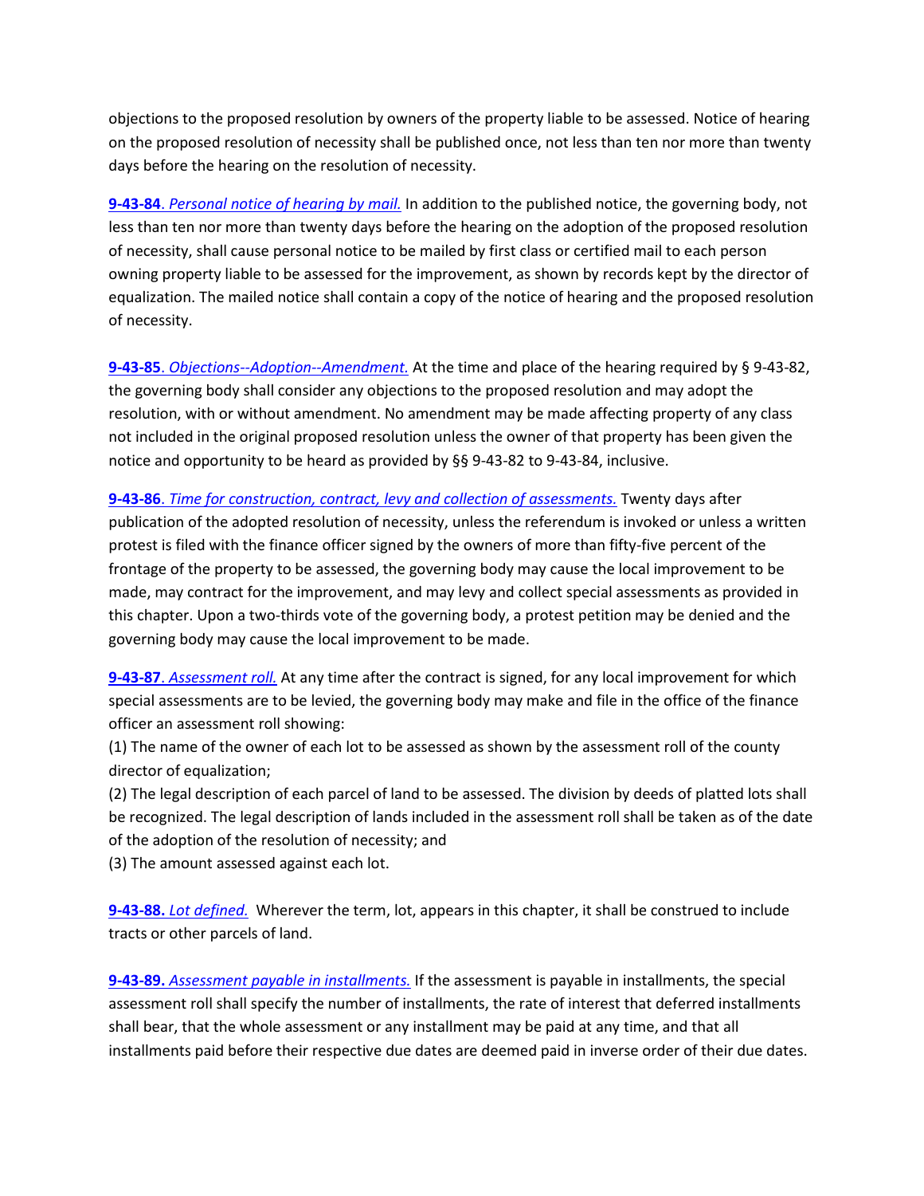objections to the proposed resolution by owners of the property liable to be assessed. Notice of hearing on the proposed resolution of necessity shall be published once, not less than ten nor more than twenty days before the hearing on the resolution of necessity.

**9-43-84**. *Personal notice of hearing by mail.* In addition to the published notice, the governing body, not less than ten nor more than twenty days before the hearing on the adoption of the proposed resolution of necessity, shall cause personal notice to be mailed by first class or certified mail to each person owning property liable to be assessed for the improvement, as shown by records kept by the director of equalization. The mailed notice shall contain a copy of the notice of hearing and the proposed resolution of necessity.

**9-43-85**. *Objections--Adoption--Amendment.* At the time and place of the hearing required by § 9-43-82, the governing body shall consider any objections to the proposed resolution and may adopt the resolution, with or without amendment. No amendment may be made affecting property of any class not included in the original proposed resolution unless the owner of that property has been given the notice and opportunity to be heard as provided by §§ 9-43-82 to 9-43-84, inclusive.

**9-43-86**. *Time for construction, contract, levy and collection of assessments.* Twenty days after publication of the adopted resolution of necessity, unless the referendum is invoked or unless a written protest is filed with the finance officer signed by the owners of more than fifty-five percent of the frontage of the property to be assessed, the governing body may cause the local improvement to be made, may contract for the improvement, and may levy and collect special assessments as provided in this chapter. Upon a two-thirds vote of the governing body, a protest petition may be denied and the governing body may cause the local improvement to be made.

**9-43-87**. *Assessment roll.* At any time after the contract is signed, for any local improvement for which special assessments are to be levied, the governing body may make and file in the office of the finance officer an assessment roll showing:
(1) The name of the owner of each lot to be assessed as shown by the assessment roll of the county director of equalization;
(2) The legal description of each parcel of land to be assessed. The division by deeds of platted lots shall be recognized. The legal description of lands included in the assessment roll shall be taken as of the date of the adoption of the resolution of necessity; and
(3) The amount assessed against each lot.

**9-43-88.** *Lot defined.* Wherever the term, lot, appears in this chapter, it shall be construed to include tracts or other parcels of land.

**9-43-89.** *Assessment payable in installments.* If the assessment is payable in installments, the special assessment roll shall specify the number of installments, the rate of interest that deferred installments shall bear, that the whole assessment or any installment may be paid at any time, and that all installments paid before their respective due dates are deemed paid in inverse order of their due dates.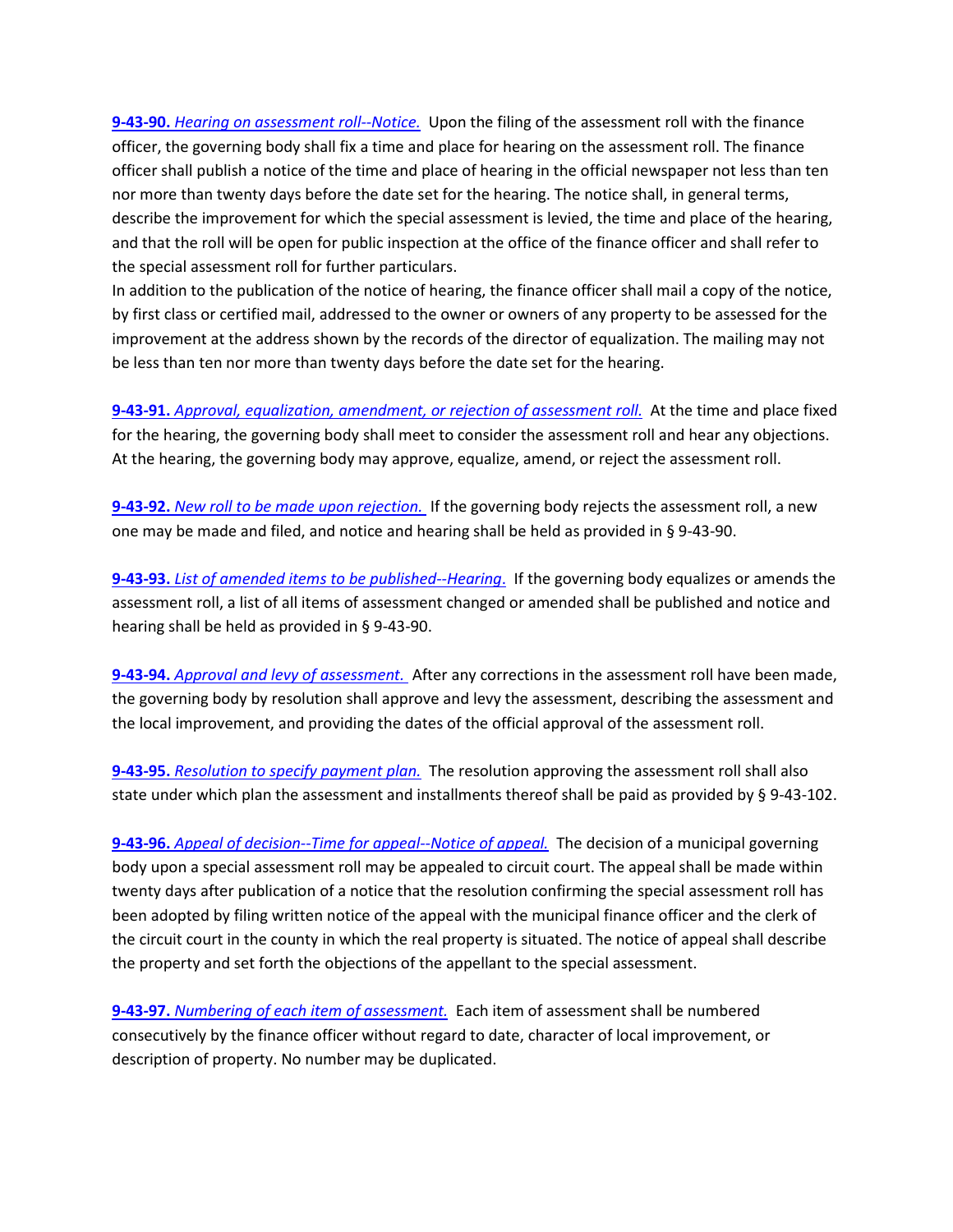**9-43-90.** *Hearing on assessment roll--Notice.* Upon the filing of the assessment roll with the finance officer, the governing body shall fix a time and place for hearing on the assessment roll. The finance officer shall publish a notice of the time and place of hearing in the official newspaper not less than ten nor more than twenty days before the date set for the hearing. The notice shall, in general terms, describe the improvement for which the special assessment is levied, the time and place of the hearing, and that the roll will be open for public inspection at the office of the finance officer and shall refer to the special assessment roll for further particulars.

In addition to the publication of the notice of hearing, the finance officer shall mail a copy of the notice, by first class or certified mail, addressed to the owner or owners of any property to be assessed for the improvement at the address shown by the records of the director of equalization. The mailing may not be less than ten nor more than twenty days before the date set for the hearing.

**9-43-91.** *Approval, equalization, amendment, or rejection of assessment roll.* At the time and place fixed for the hearing, the governing body shall meet to consider the assessment roll and hear any objections. At the hearing, the governing body may approve, equalize, amend, or reject the assessment roll.

**9-43-92.** *New roll to be made upon rejection.* If the governing body rejects the assessment roll, a new one may be made and filed, and notice and hearing shall be held as provided in § 9-43-90.

**9-43-93.** *List of amended items to be published--Hearing.* If the governing body equalizes or amends the assessment roll, a list of all items of assessment changed or amended shall be published and notice and hearing shall be held as provided in § 9-43-90.

**9-43-94.** *Approval and levy of assessment.* After any corrections in the assessment roll have been made, the governing body by resolution shall approve and levy the assessment, describing the assessment and the local improvement, and providing the dates of the official approval of the assessment roll.

**9-43-95.** *Resolution to specify payment plan.* The resolution approving the assessment roll shall also state under which plan the assessment and installments thereof shall be paid as provided by § 9-43-102.

**9-43-96.** *Appeal of decision--Time for appeal--Notice of appeal.* The decision of a municipal governing body upon a special assessment roll may be appealed to circuit court. The appeal shall be made within twenty days after publication of a notice that the resolution confirming the special assessment roll has been adopted by filing written notice of the appeal with the municipal finance officer and the clerk of the circuit court in the county in which the real property is situated. The notice of appeal shall describe the property and set forth the objections of the appellant to the special assessment.

**9-43-97.** *Numbering of each item of assessment.* Each item of assessment shall be numbered consecutively by the finance officer without regard to date, character of local improvement, or description of property. No number may be duplicated.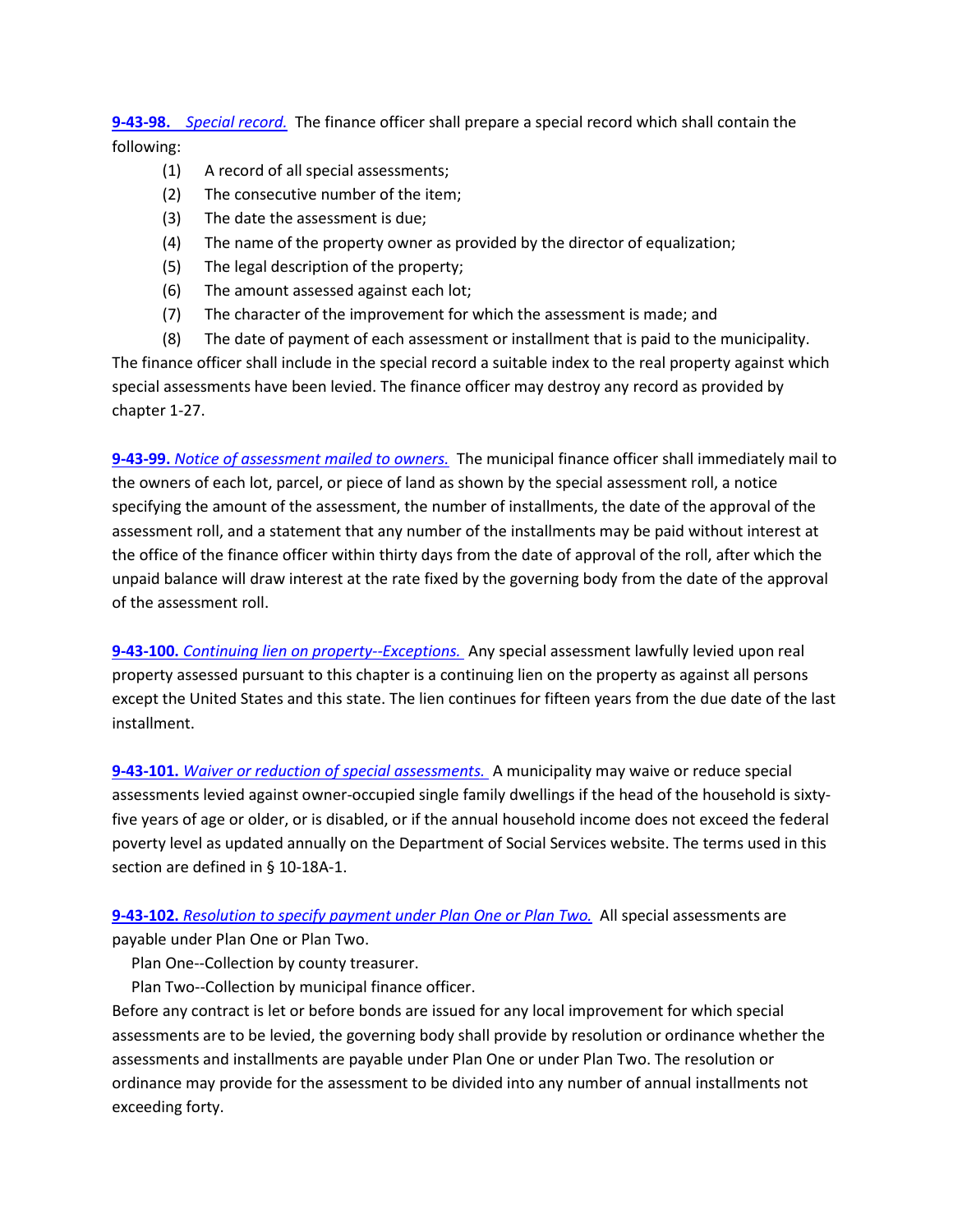**9-43-98.** *Special record.* The finance officer shall prepare a special record which shall contain the following:

(1) A record of all special assessments;
(2) The consecutive number of the item;
(3) The date the assessment is due;
(4) The name of the property owner as provided by the director of equalization;
(5) The legal description of the property;
(6) The amount assessed against each lot;
(7) The character of the improvement for which the assessment is made; and
(8) The date of payment of each assessment or installment that is paid to the municipality.

The finance officer shall include in the special record a suitable index to the real property against which special assessments have been levied. The finance officer may destroy any record as provided by chapter 1-27.

**9-43-99.** *Notice of assessment mailed to owners.* The municipal finance officer shall immediately mail to the owners of each lot, parcel, or piece of land as shown by the special assessment roll, a notice specifying the amount of the assessment, the number of installments, the date of the approval of the assessment roll, and a statement that any number of the installments may be paid without interest at the office of the finance officer within thirty days from the date of approval of the roll, after which the unpaid balance will draw interest at the rate fixed by the governing body from the date of the approval of the assessment roll.

**9-43-100.** *Continuing lien on property--Exceptions.* Any special assessment lawfully levied upon real property assessed pursuant to this chapter is a continuing lien on the property as against all persons except the United States and this state. The lien continues for fifteen years from the due date of the last installment.

**9-43-101.** *Waiver or reduction of special assessments.* A municipality may waive or reduce special assessments levied against owner-occupied single family dwellings if the head of the household is sixty-five years of age or older, or is disabled, or if the annual household income does not exceed the federal poverty level as updated annually on the Department of Social Services website. The terms used in this section are defined in § 10-18A-1.

**9-43-102.** *Resolution to specify payment under Plan One or Plan Two.* All special assessments are payable under Plan One or Plan Two.

Plan One--Collection by county treasurer.

Plan Two--Collection by municipal finance officer.

Before any contract is let or before bonds are issued for any local improvement for which special assessments are to be levied, the governing body shall provide by resolution or ordinance whether the assessments and installments are payable under Plan One or under Plan Two. The resolution or ordinance may provide for the assessment to be divided into any number of annual installments not exceeding forty.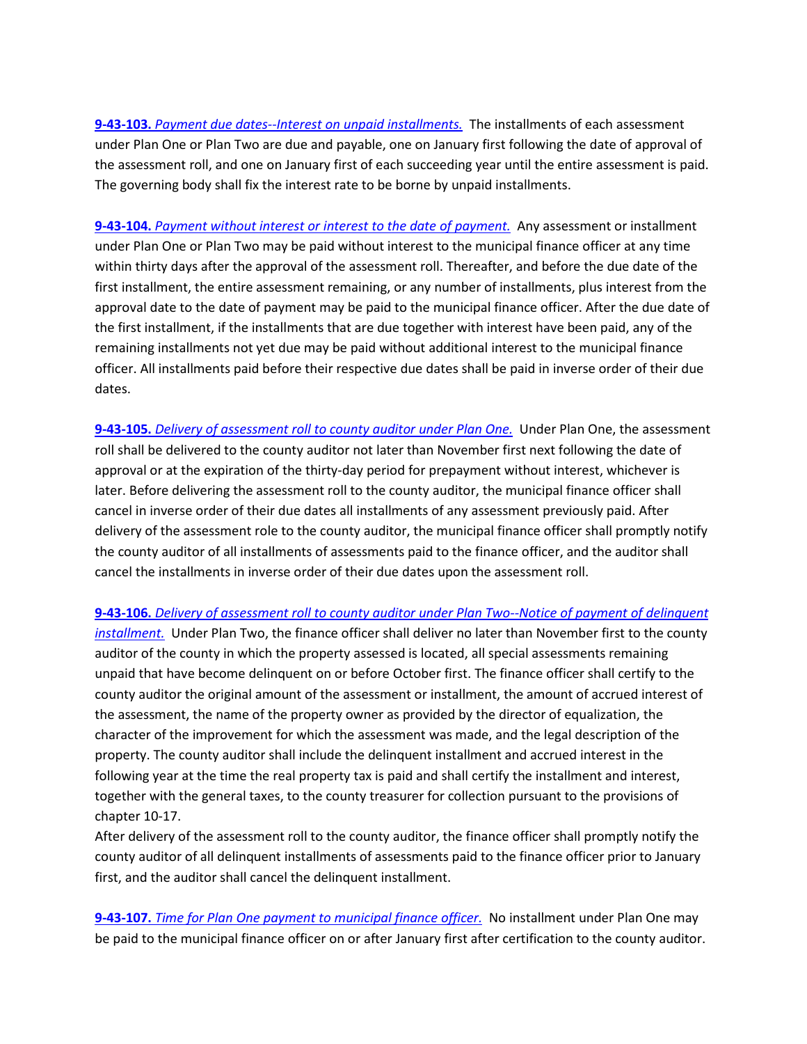**9-43-103.** *Payment due dates--Interest on unpaid installments.* The installments of each assessment under Plan One or Plan Two are due and payable, one on January first following the date of approval of the assessment roll, and one on January first of each succeeding year until the entire assessment is paid. The governing body shall fix the interest rate to be borne by unpaid installments.

**9-43-104.** *Payment without interest or interest to the date of payment.* Any assessment or installment under Plan One or Plan Two may be paid without interest to the municipal finance officer at any time within thirty days after the approval of the assessment roll. Thereafter, and before the due date of the first installment, the entire assessment remaining, or any number of installments, plus interest from the approval date to the date of payment may be paid to the municipal finance officer. After the due date of the first installment, if the installments that are due together with interest have been paid, any of the remaining installments not yet due may be paid without additional interest to the municipal finance officer. All installments paid before their respective due dates shall be paid in inverse order of their due dates.

**9-43-105.** *Delivery of assessment roll to county auditor under Plan One.* Under Plan One, the assessment roll shall be delivered to the county auditor not later than November first next following the date of approval or at the expiration of the thirty-day period for prepayment without interest, whichever is later. Before delivering the assessment roll to the county auditor, the municipal finance officer shall cancel in inverse order of their due dates all installments of any assessment previously paid. After delivery of the assessment role to the county auditor, the municipal finance officer shall promptly notify the county auditor of all installments of assessments paid to the finance officer, and the auditor shall cancel the installments in inverse order of their due dates upon the assessment roll.

**9-43-106.** *Delivery of assessment roll to county auditor under Plan Two--Notice of payment of delinquent installment.* Under Plan Two, the finance officer shall deliver no later than November first to the county auditor of the county in which the property assessed is located, all special assessments remaining unpaid that have become delinquent on or before October first. The finance officer shall certify to the county auditor the original amount of the assessment or installment, the amount of accrued interest of the assessment, the name of the property owner as provided by the director of equalization, the character of the improvement for which the assessment was made, and the legal description of the property. The county auditor shall include the delinquent installment and accrued interest in the following year at the time the real property tax is paid and shall certify the installment and interest, together with the general taxes, to the county treasurer for collection pursuant to the provisions of chapter 10-17.

After delivery of the assessment roll to the county auditor, the finance officer shall promptly notify the county auditor of all delinquent installments of assessments paid to the finance officer prior to January first, and the auditor shall cancel the delinquent installment.

**9-43-107.** *Time for Plan One payment to municipal finance officer.* No installment under Plan One may be paid to the municipal finance officer on or after January first after certification to the county auditor.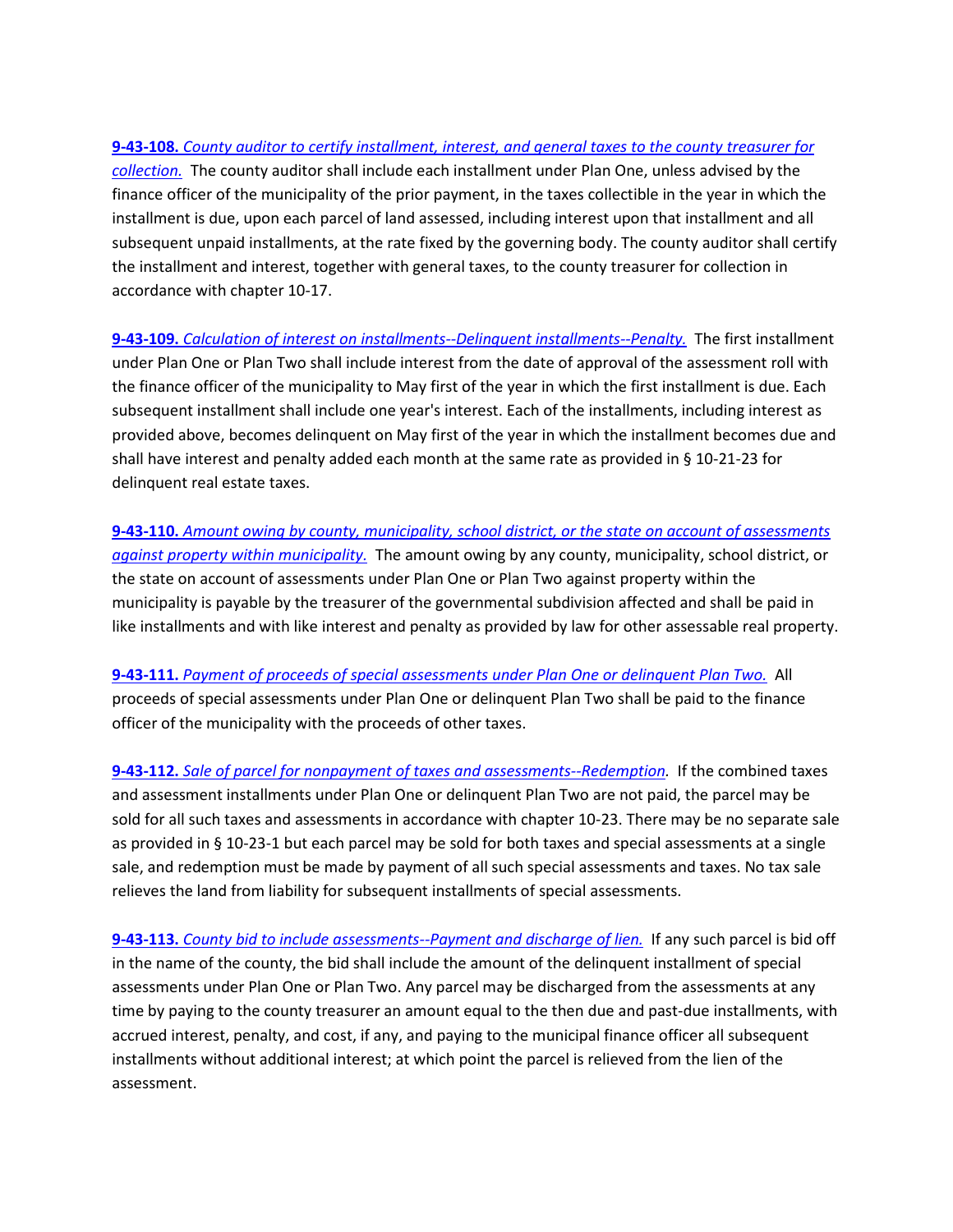**9-43-108.** *County auditor to certify installment, interest, and general taxes to the county treasurer for collection.* The county auditor shall include each installment under Plan One, unless advised by the finance officer of the municipality of the prior payment, in the taxes collectible in the year in which the installment is due, upon each parcel of land assessed, including interest upon that installment and all subsequent unpaid installments, at the rate fixed by the governing body. The county auditor shall certify the installment and interest, together with general taxes, to the county treasurer for collection in accordance with chapter 10-17.

**9-43-109.** *Calculation of interest on installments--Delinquent installments--Penalty.* The first installment under Plan One or Plan Two shall include interest from the date of approval of the assessment roll with the finance officer of the municipality to May first of the year in which the first installment is due. Each subsequent installment shall include one year's interest. Each of the installments, including interest as provided above, becomes delinquent on May first of the year in which the installment becomes due and shall have interest and penalty added each month at the same rate as provided in § 10-21-23 for delinquent real estate taxes.

**9-43-110.** *Amount owing by county, municipality, school district, or the state on account of assessments against property within municipality.* The amount owing by any county, municipality, school district, or the state on account of assessments under Plan One or Plan Two against property within the municipality is payable by the treasurer of the governmental subdivision affected and shall be paid in like installments and with like interest and penalty as provided by law for other assessable real property.

**9-43-111.** *Payment of proceeds of special assessments under Plan One or delinquent Plan Two.* All proceeds of special assessments under Plan One or delinquent Plan Two shall be paid to the finance officer of the municipality with the proceeds of other taxes.

**9-43-112.** *Sale of parcel for nonpayment of taxes and assessments--Redemption.* If the combined taxes and assessment installments under Plan One or delinquent Plan Two are not paid, the parcel may be sold for all such taxes and assessments in accordance with chapter 10-23. There may be no separate sale as provided in § 10-23-1 but each parcel may be sold for both taxes and special assessments at a single sale, and redemption must be made by payment of all such special assessments and taxes. No tax sale relieves the land from liability for subsequent installments of special assessments.

**9-43-113.** *County bid to include assessments--Payment and discharge of lien.* If any such parcel is bid off in the name of the county, the bid shall include the amount of the delinquent installment of special assessments under Plan One or Plan Two. Any parcel may be discharged from the assessments at any time by paying to the county treasurer an amount equal to the then due and past-due installments, with accrued interest, penalty, and cost, if any, and paying to the municipal finance officer all subsequent installments without additional interest; at which point the parcel is relieved from the lien of the assessment.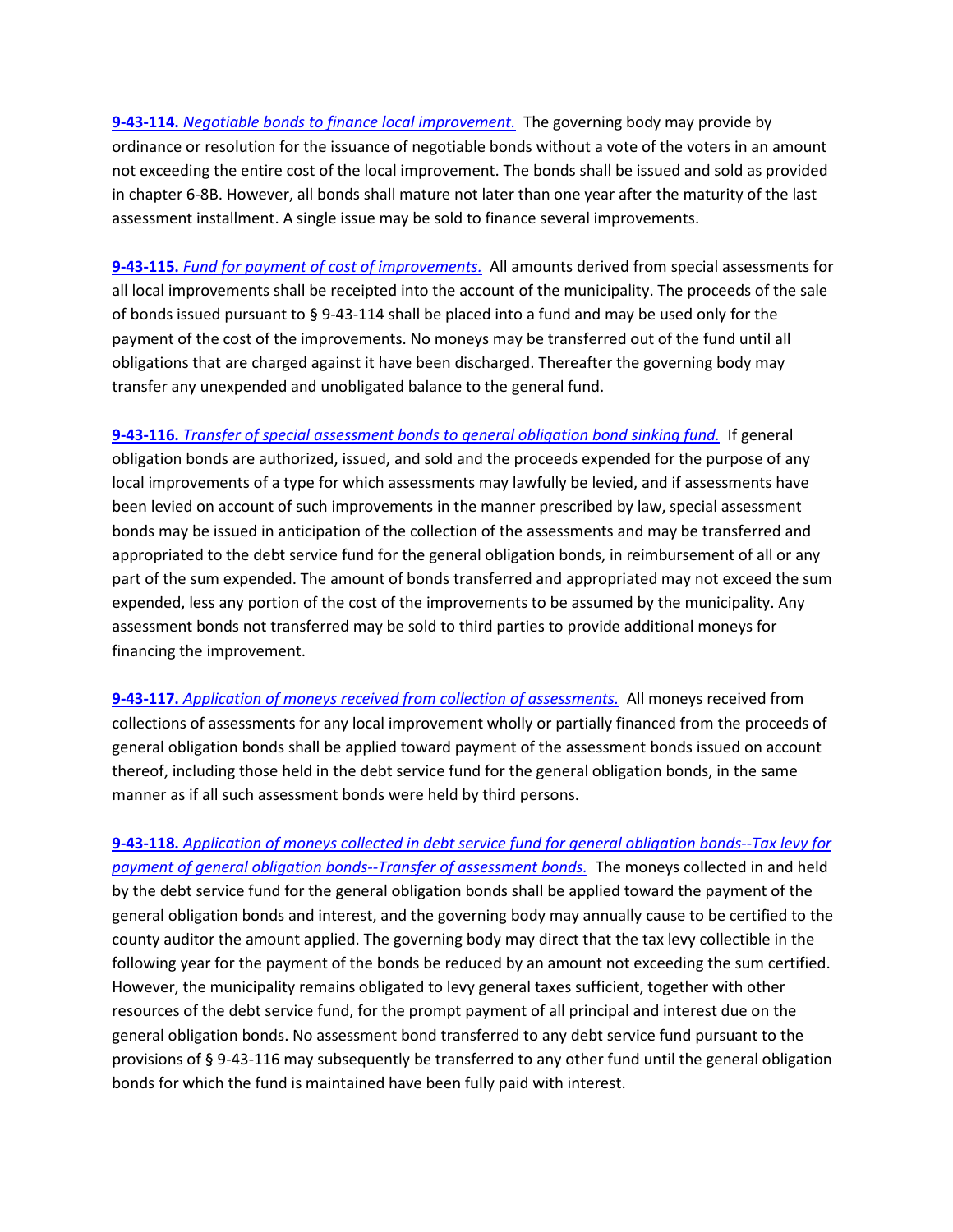**[9-43-114.](#)** *[Negotiable bonds to finance local improvement.](#)* The governing body may provide by ordinance or resolution for the issuance of negotiable bonds without a vote of the voters in an amount not exceeding the entire cost of the local improvement. The bonds shall be issued and sold as provided in chapter 6-8B. However, all bonds shall mature not later than one year after the maturity of the last assessment installment. A single issue may be sold to finance several improvements.

**[9-43-115.](#)** *[Fund for payment of cost of improvements.](#)* All amounts derived from special assessments for all local improvements shall be receipted into the account of the municipality. The proceeds of the sale of bonds issued pursuant to § 9-43-114 shall be placed into a fund and may be used only for the payment of the cost of the improvements. No moneys may be transferred out of the fund until all obligations that are charged against it have been discharged. Thereafter the governing body may transfer any unexpended and unobligated balance to the general fund.

**[9-43-116.](#)** *[Transfer of special assessment bonds to general obligation bond sinking fund.](#)* If general obligation bonds are authorized, issued, and sold and the proceeds expended for the purpose of any local improvements of a type for which assessments may lawfully be levied, and if assessments have been levied on account of such improvements in the manner prescribed by law, special assessment bonds may be issued in anticipation of the collection of the assessments and may be transferred and appropriated to the debt service fund for the general obligation bonds, in reimbursement of all or any part of the sum expended. The amount of bonds transferred and appropriated may not exceed the sum expended, less any portion of the cost of the improvements to be assumed by the municipality. Any assessment bonds not transferred may be sold to third parties to provide additional moneys for financing the improvement.

**[9-43-117.](#)** *[Application of moneys received from collection of assessments.](#)* All moneys received from collections of assessments for any local improvement wholly or partially financed from the proceeds of general obligation bonds shall be applied toward payment of the assessment bonds issued on account thereof, including those held in the debt service fund for the general obligation bonds, in the same manner as if all such assessment bonds were held by third persons.

**[9-43-118.](#)** *[Application of moneys collected in debt service fund for general obligation bonds--Tax levy for payment of general obligation bonds--Transfer of assessment bonds.](#)* The moneys collected in and held by the debt service fund for the general obligation bonds shall be applied toward the payment of the general obligation bonds and interest, and the governing body may annually cause to be certified to the county auditor the amount applied. The governing body may direct that the tax levy collectible in the following year for the payment of the bonds be reduced by an amount not exceeding the sum certified. However, the municipality remains obligated to levy general taxes sufficient, together with other resources of the debt service fund, for the prompt payment of all principal and interest due on the general obligation bonds. No assessment bond transferred to any debt service fund pursuant to the provisions of § 9-43-116 may subsequently be transferred to any other fund until the general obligation bonds for which the fund is maintained have been fully paid with interest.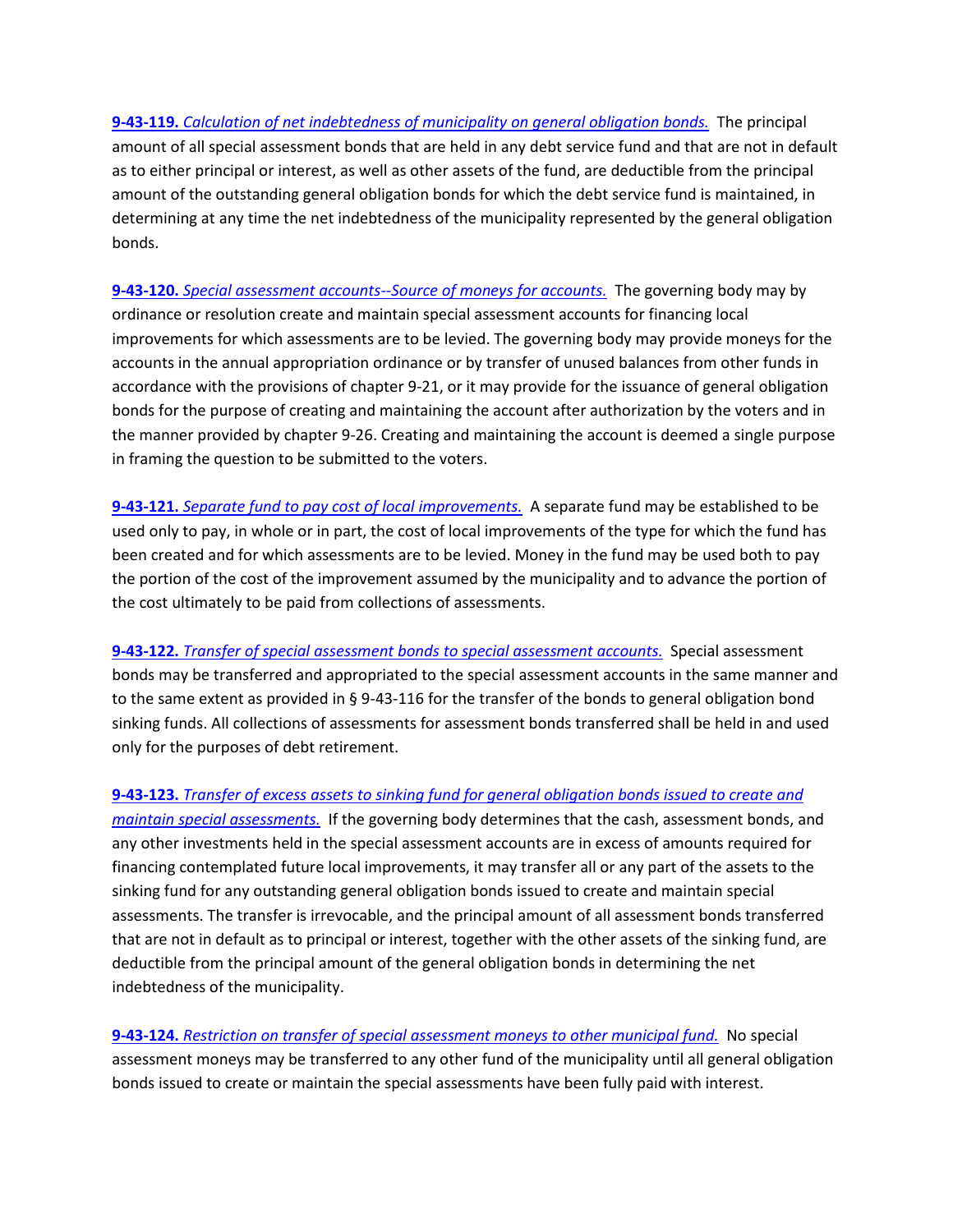**9-43-119.** *Calculation of net indebtedness of municipality on general obligation bonds.* The principal amount of all special assessment bonds that are held in any debt service fund and that are not in default as to either principal or interest, as well as other assets of the fund, are deductible from the principal amount of the outstanding general obligation bonds for which the debt service fund is maintained, in determining at any time the net indebtedness of the municipality represented by the general obligation bonds.

**9-43-120.** *Special assessment accounts--Source of moneys for accounts.* The governing body may by ordinance or resolution create and maintain special assessment accounts for financing local improvements for which assessments are to be levied. The governing body may provide moneys for the accounts in the annual appropriation ordinance or by transfer of unused balances from other funds in accordance with the provisions of chapter 9-21, or it may provide for the issuance of general obligation bonds for the purpose of creating and maintaining the account after authorization by the voters and in the manner provided by chapter 9-26. Creating and maintaining the account is deemed a single purpose in framing the question to be submitted to the voters.

**9-43-121.** *Separate fund to pay cost of local improvements.* A separate fund may be established to be used only to pay, in whole or in part, the cost of local improvements of the type for which the fund has been created and for which assessments are to be levied. Money in the fund may be used both to pay the portion of the cost of the improvement assumed by the municipality and to advance the portion of the cost ultimately to be paid from collections of assessments.

**9-43-122.** *Transfer of special assessment bonds to special assessment accounts.* Special assessment bonds may be transferred and appropriated to the special assessment accounts in the same manner and to the same extent as provided in § 9-43-116 for the transfer of the bonds to general obligation bond sinking funds. All collections of assessments for assessment bonds transferred shall be held in and used only for the purposes of debt retirement.

**9-43-123.** *Transfer of excess assets to sinking fund for general obligation bonds issued to create and maintain special assessments.* If the governing body determines that the cash, assessment bonds, and any other investments held in the special assessment accounts are in excess of amounts required for financing contemplated future local improvements, it may transfer all or any part of the assets to the sinking fund for any outstanding general obligation bonds issued to create and maintain special assessments. The transfer is irrevocable, and the principal amount of all assessment bonds transferred that are not in default as to principal or interest, together with the other assets of the sinking fund, are deductible from the principal amount of the general obligation bonds in determining the net indebtedness of the municipality.

**9-43-124.** *Restriction on transfer of special assessment moneys to other municipal fund.* No special assessment moneys may be transferred to any other fund of the municipality until all general obligation bonds issued to create or maintain the special assessments have been fully paid with interest.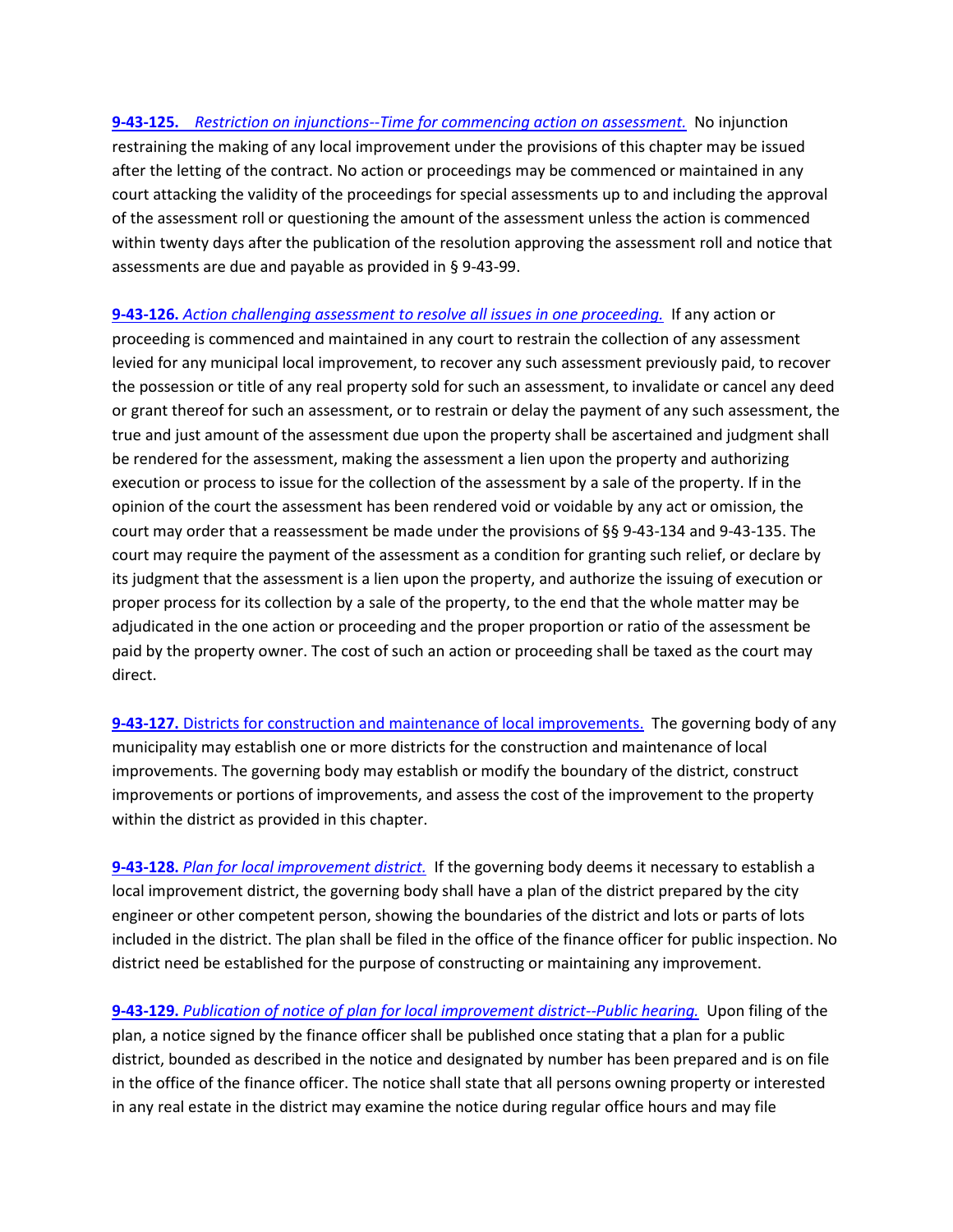**9-43-125.** *Restriction on injunctions--Time for commencing action on assessment.* No injunction restraining the making of any local improvement under the provisions of this chapter may be issued after the letting of the contract. No action or proceedings may be commenced or maintained in any court attacking the validity of the proceedings for special assessments up to and including the approval of the assessment roll or questioning the amount of the assessment unless the action is commenced within twenty days after the publication of the resolution approving the assessment roll and notice that assessments are due and payable as provided in § 9-43-99.

**9-43-126.** *Action challenging assessment to resolve all issues in one proceeding.* If any action or proceeding is commenced and maintained in any court to restrain the collection of any assessment levied for any municipal local improvement, to recover any such assessment previously paid, to recover the possession or title of any real property sold for such an assessment, to invalidate or cancel any deed or grant thereof for such an assessment, or to restrain or delay the payment of any such assessment, the true and just amount of the assessment due upon the property shall be ascertained and judgment shall be rendered for the assessment, making the assessment a lien upon the property and authorizing execution or process to issue for the collection of the assessment by a sale of the property. If in the opinion of the court the assessment has been rendered void or voidable by any act or omission, the court may order that a reassessment be made under the provisions of §§ 9-43-134 and 9-43-135. The court may require the payment of the assessment as a condition for granting such relief, or declare by its judgment that the assessment is a lien upon the property, and authorize the issuing of execution or proper process for its collection by a sale of the property, to the end that the whole matter may be adjudicated in the one action or proceeding and the proper proportion or ratio of the assessment be paid by the property owner. The cost of such an action or proceeding shall be taxed as the court may direct.

**9-43-127.** Districts for construction and maintenance of local improvements. The governing body of any municipality may establish one or more districts for the construction and maintenance of local improvements. The governing body may establish or modify the boundary of the district, construct improvements or portions of improvements, and assess the cost of the improvement to the property within the district as provided in this chapter.

**9-43-128.** *Plan for local improvement district.* If the governing body deems it necessary to establish a local improvement district, the governing body shall have a plan of the district prepared by the city engineer or other competent person, showing the boundaries of the district and lots or parts of lots included in the district. The plan shall be filed in the office of the finance officer for public inspection. No district need be established for the purpose of constructing or maintaining any improvement.

**9-43-129.** *Publication of notice of plan for local improvement district--Public hearing.* Upon filing of the plan, a notice signed by the finance officer shall be published once stating that a plan for a public district, bounded as described in the notice and designated by number has been prepared and is on file in the office of the finance officer. The notice shall state that all persons owning property or interested in any real estate in the district may examine the notice during regular office hours and may file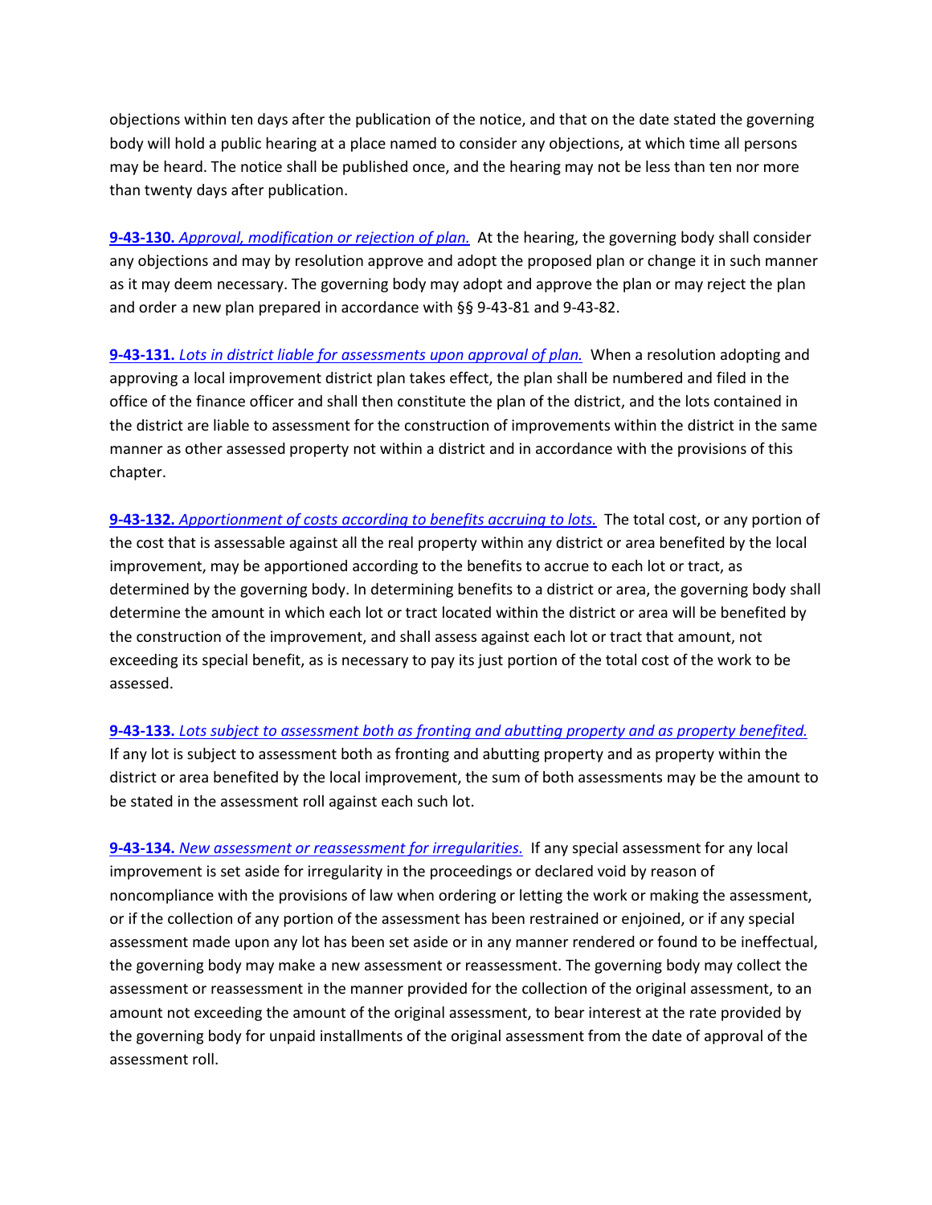objections within ten days after the publication of the notice, and that on the date stated the governing body will hold a public hearing at a place named to consider any objections, at which time all persons may be heard. The notice shall be published once, and the hearing may not be less than ten nor more than twenty days after publication.

**9-43-130.** *Approval, modification or rejection of plan.* At the hearing, the governing body shall consider any objections and may by resolution approve and adopt the proposed plan or change it in such manner as it may deem necessary. The governing body may adopt and approve the plan or may reject the plan and order a new plan prepared in accordance with §§ 9-43-81 and 9-43-82.

**9-43-131.** *Lots in district liable for assessments upon approval of plan.* When a resolution adopting and approving a local improvement district plan takes effect, the plan shall be numbered and filed in the office of the finance officer and shall then constitute the plan of the district, and the lots contained in the district are liable to assessment for the construction of improvements within the district in the same manner as other assessed property not within a district and in accordance with the provisions of this chapter.

**9-43-132.** *Apportionment of costs according to benefits accruing to lots.* The total cost, or any portion of the cost that is assessable against all the real property within any district or area benefited by the local improvement, may be apportioned according to the benefits to accrue to each lot or tract, as determined by the governing body. In determining benefits to a district or area, the governing body shall determine the amount in which each lot or tract located within the district or area will be benefited by the construction of the improvement, and shall assess against each lot or tract that amount, not exceeding its special benefit, as is necessary to pay its just portion of the total cost of the work to be assessed.

**9-43-133.** *Lots subject to assessment both as fronting and abutting property and as property benefited.* If any lot is subject to assessment both as fronting and abutting property and as property within the district or area benefited by the local improvement, the sum of both assessments may be the amount to be stated in the assessment roll against each such lot.

**9-43-134.** *New assessment or reassessment for irregularities.* If any special assessment for any local improvement is set aside for irregularity in the proceedings or declared void by reason of noncompliance with the provisions of law when ordering or letting the work or making the assessment, or if the collection of any portion of the assessment has been restrained or enjoined, or if any special assessment made upon any lot has been set aside or in any manner rendered or found to be ineffectual, the governing body may make a new assessment or reassessment. The governing body may collect the assessment or reassessment in the manner provided for the collection of the original assessment, to an amount not exceeding the amount of the original assessment, to bear interest at the rate provided by the governing body for unpaid installments of the original assessment from the date of approval of the assessment roll.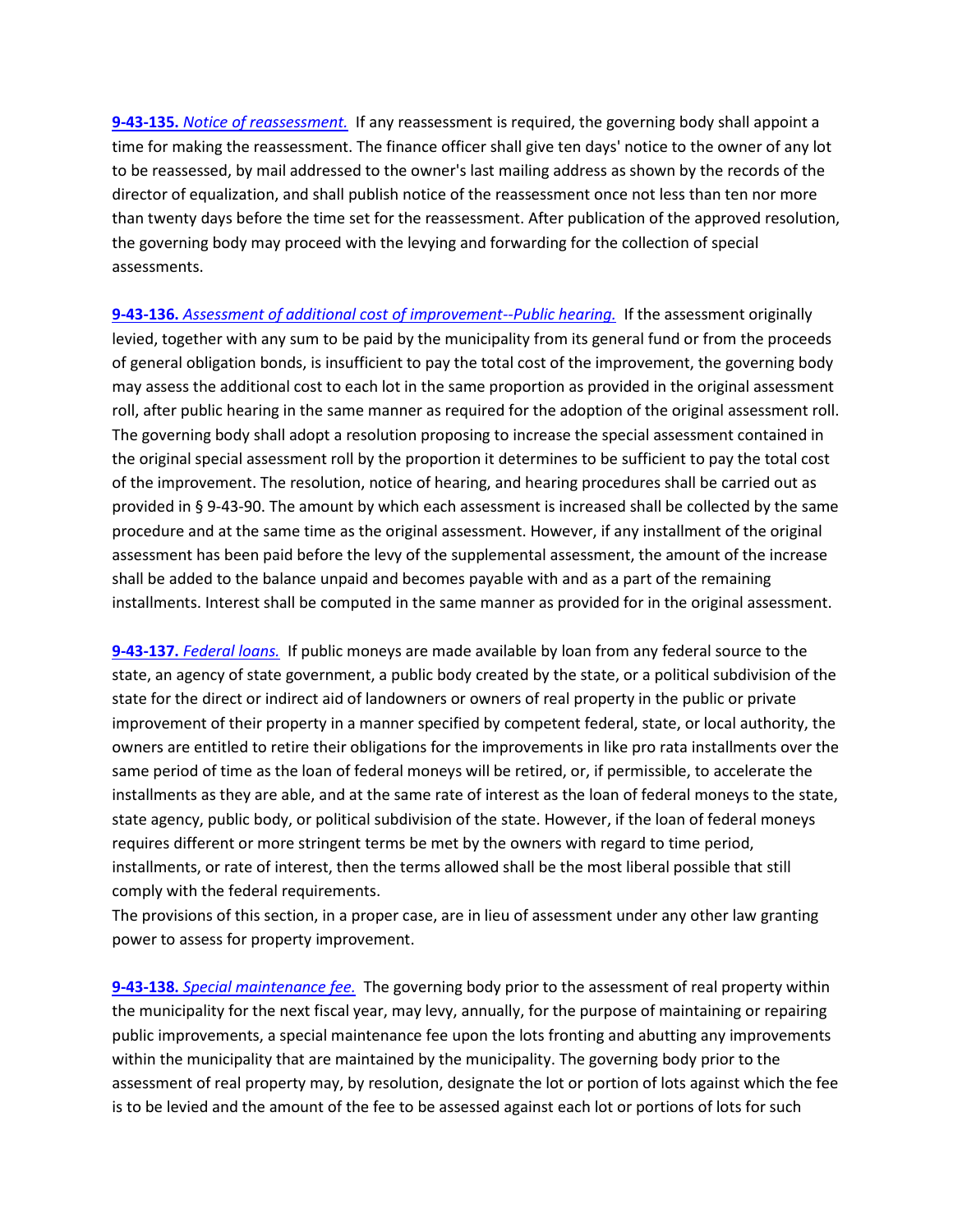**9-43-135.** *Notice of reassessment.* If any reassessment is required, the governing body shall appoint a time for making the reassessment. The finance officer shall give ten days' notice to the owner of any lot to be reassessed, by mail addressed to the owner's last mailing address as shown by the records of the director of equalization, and shall publish notice of the reassessment once not less than ten nor more than twenty days before the time set for the reassessment. After publication of the approved resolution, the governing body may proceed with the levying and forwarding for the collection of special assessments.

**9-43-136.** *Assessment of additional cost of improvement--Public hearing.* If the assessment originally levied, together with any sum to be paid by the municipality from its general fund or from the proceeds of general obligation bonds, is insufficient to pay the total cost of the improvement, the governing body may assess the additional cost to each lot in the same proportion as provided in the original assessment roll, after public hearing in the same manner as required for the adoption of the original assessment roll. The governing body shall adopt a resolution proposing to increase the special assessment contained in the original special assessment roll by the proportion it determines to be sufficient to pay the total cost of the improvement. The resolution, notice of hearing, and hearing procedures shall be carried out as provided in § 9-43-90. The amount by which each assessment is increased shall be collected by the same procedure and at the same time as the original assessment. However, if any installment of the original assessment has been paid before the levy of the supplemental assessment, the amount of the increase shall be added to the balance unpaid and becomes payable with and as a part of the remaining installments. Interest shall be computed in the same manner as provided for in the original assessment.

**9-43-137.** *Federal loans.* If public moneys are made available by loan from any federal source to the state, an agency of state government, a public body created by the state, or a political subdivision of the state for the direct or indirect aid of landowners or owners of real property in the public or private improvement of their property in a manner specified by competent federal, state, or local authority, the owners are entitled to retire their obligations for the improvements in like pro rata installments over the same period of time as the loan of federal moneys will be retired, or, if permissible, to accelerate the installments as they are able, and at the same rate of interest as the loan of federal moneys to the state, state agency, public body, or political subdivision of the state. However, if the loan of federal moneys requires different or more stringent terms be met by the owners with regard to time period, installments, or rate of interest, then the terms allowed shall be the most liberal possible that still comply with the federal requirements.

The provisions of this section, in a proper case, are in lieu of assessment under any other law granting power to assess for property improvement.

**9-43-138.** *Special maintenance fee.* The governing body prior to the assessment of real property within the municipality for the next fiscal year, may levy, annually, for the purpose of maintaining or repairing public improvements, a special maintenance fee upon the lots fronting and abutting any improvements within the municipality that are maintained by the municipality. The governing body prior to the assessment of real property may, by resolution, designate the lot or portion of lots against which the fee is to be levied and the amount of the fee to be assessed against each lot or portions of lots for such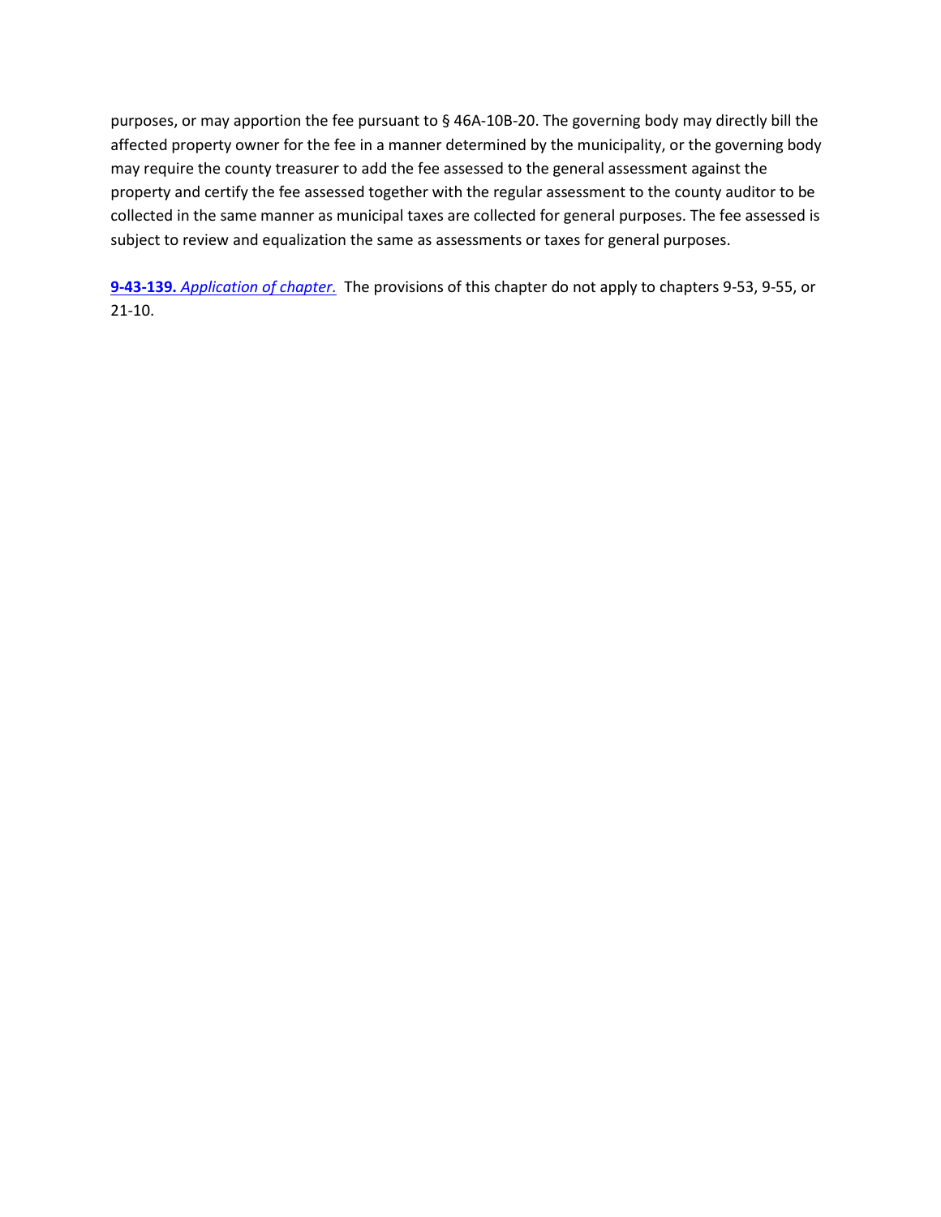purposes, or may apportion the fee pursuant to § 46A-10B-20. The governing body may directly bill the affected property owner for the fee in a manner determined by the municipality, or the governing body may require the county treasurer to add the fee assessed to the general assessment against the property and certify the fee assessed together with the regular assessment to the county auditor to be collected in the same manner as municipal taxes are collected for general purposes. The fee assessed is subject to review and equalization the same as assessments or taxes for general purposes.

**9-43-139.** *Application of chapter.* The provisions of this chapter do not apply to chapters 9-53, 9-55, or 21-10.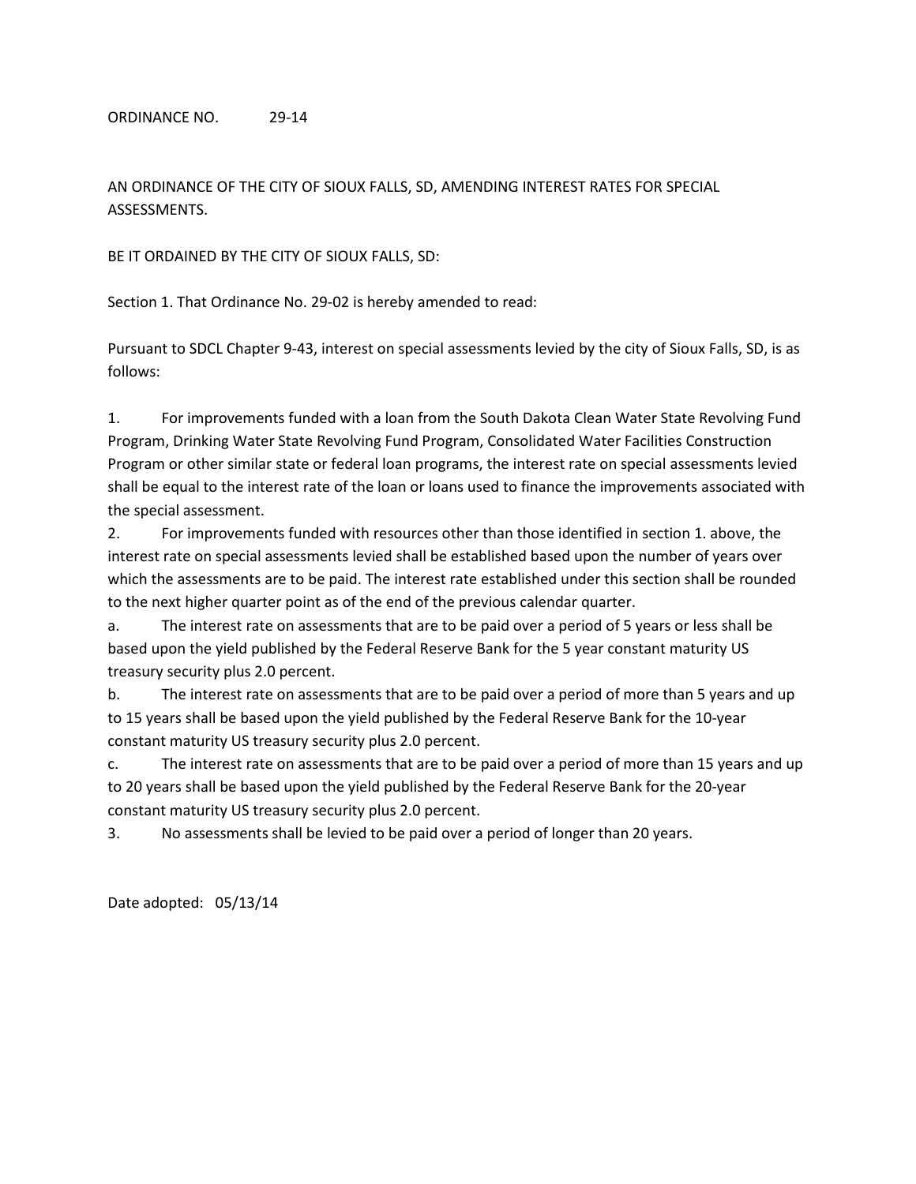ORDINANCE NO. 29-14

AN ORDINANCE OF THE CITY OF SIOUX FALLS, SD, AMENDING INTEREST RATES FOR SPECIAL ASSESSMENTS.

BE IT ORDAINED BY THE CITY OF SIOUX FALLS, SD:

Section 1. That Ordinance No. 29-02 is hereby amended to read:

Pursuant to SDCL Chapter 9-43, interest on special assessments levied by the city of Sioux Falls, SD, is as follows:

1. For improvements funded with a loan from the South Dakota Clean Water State Revolving Fund Program, Drinking Water State Revolving Fund Program, Consolidated Water Facilities Construction Program or other similar state or federal loan programs, the interest rate on special assessments levied shall be equal to the interest rate of the loan or loans used to finance the improvements associated with the special assessment.
2. For improvements funded with resources other than those identified in section 1. above, the interest rate on special assessments levied shall be established based upon the number of years over which the assessments are to be paid. The interest rate established under this section shall be rounded to the next higher quarter point as of the end of the previous calendar quarter.
   a. The interest rate on assessments that are to be paid over a period of 5 years or less shall be based upon the yield published by the Federal Reserve Bank for the 5 year constant maturity US treasury security plus 2.0 percent.
   b. The interest rate on assessments that are to be paid over a period of more than 5 years and up to 15 years shall be based upon the yield published by the Federal Reserve Bank for the 10-year constant maturity US treasury security plus 2.0 percent.
   c. The interest rate on assessments that are to be paid over a period of more than 15 years and up to 20 years shall be based upon the yield published by the Federal Reserve Bank for the 20-year constant maturity US treasury security plus 2.0 percent.
3. No assessments shall be levied to be paid over a period of longer than 20 years.

Date adopted: 05/13/14